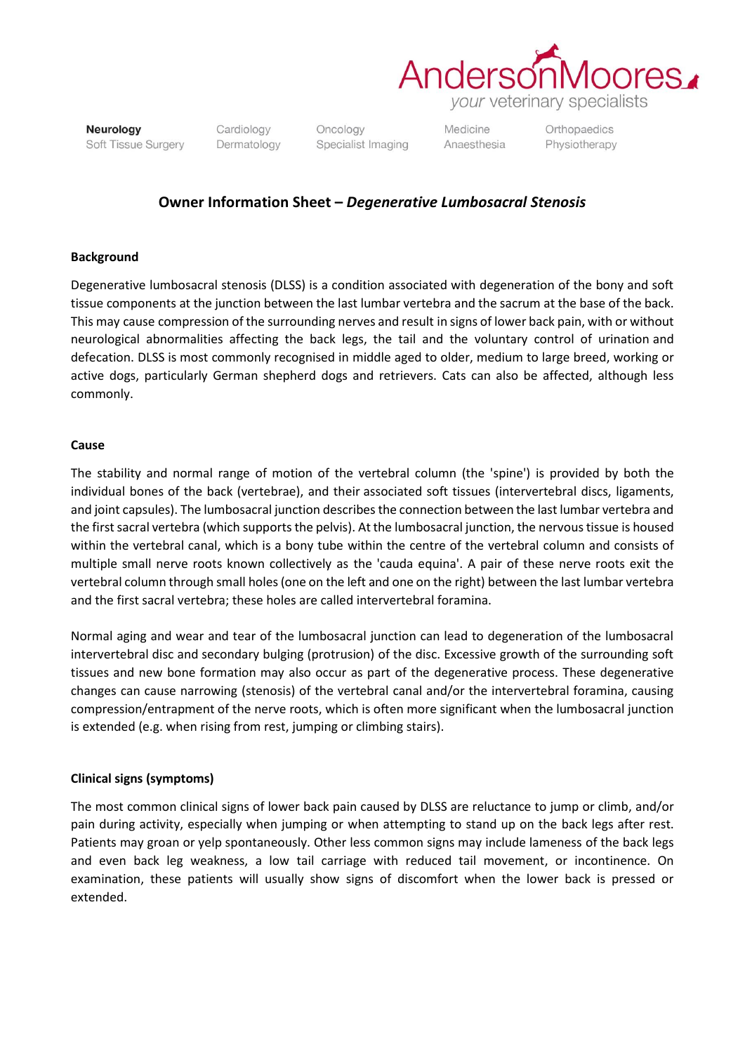# Owner Information Sheet – *Degenerative Lumbosacral Stenosis*

## Background

Degenerative lumbosacral stenosis (DLSS) is a condition associated with degeneration of the bony and soft tissue components at the junction between the last lumbar vertebra and the sacrum at the base of the back. This may cause compression of the surrounding nerves and result in signs of lower back pain, with or without neurological abnormalities affecting the back legs, the tail and the voluntary control of urination and defecation. DLSS is most commonly recognised in middle aged to older, medium to large breed, working or active dogs, particularly German shepherd dogs and retrievers. Cats can also be affected, although less commonly.

## Cause

The stability and normal range of motion of the vertebral column (the 'spine') is provided by both the individual bones of the back (vertebrae), and their associated soft tissues (intervertebral discs, ligaments, and joint capsules). The lumbosacral junction describes the connection between the last lumbar vertebra and the first sacral vertebra (which supports the pelvis). At the lumbosacral junction, the nervous tissue is housed within the vertebral canal, which is a bony tube within the centre of the vertebral column and consists of multiple small nerve roots known collectively as the 'cauda equina'. A pair of these nerve roots exit the vertebral column through small holes (one on the left and one on the right) between the last lumbar vertebra and the first sacral vertebra; these holes are called intervertebral foramina.

Normal aging and wear and tear of the lumbosacral junction can lead to degeneration of the lumbosacral intervertebral disc and secondary bulging (protrusion) of the disc. Excessive growth of the surrounding soft tissues and new bone formation may also occur as part of the degenerative process. These degenerative changes can cause narrowing (stenosis) of the vertebral canal and/or the intervertebral foramina, causing compression/entrapment of the nerve roots, which is often more significant when the lumbosacral junction is extended (e.g. when rising from rest, jumping or climbing stairs).

## Clinical signs (symptoms)

The most common clinical signs of lower back pain caused by DLSS are reluctance to jump or climb, and/or pain during activity, especially when jumping or when attempting to stand up on the back legs after rest. Patients may groan or yelp spontaneously. Other less common signs may include lameness of the back legs and even back leg weakness, a low tail carriage with reduced tail movement, or incontinence. On examination, these patients will usually show signs of discomfort when the lower back is pressed or extended.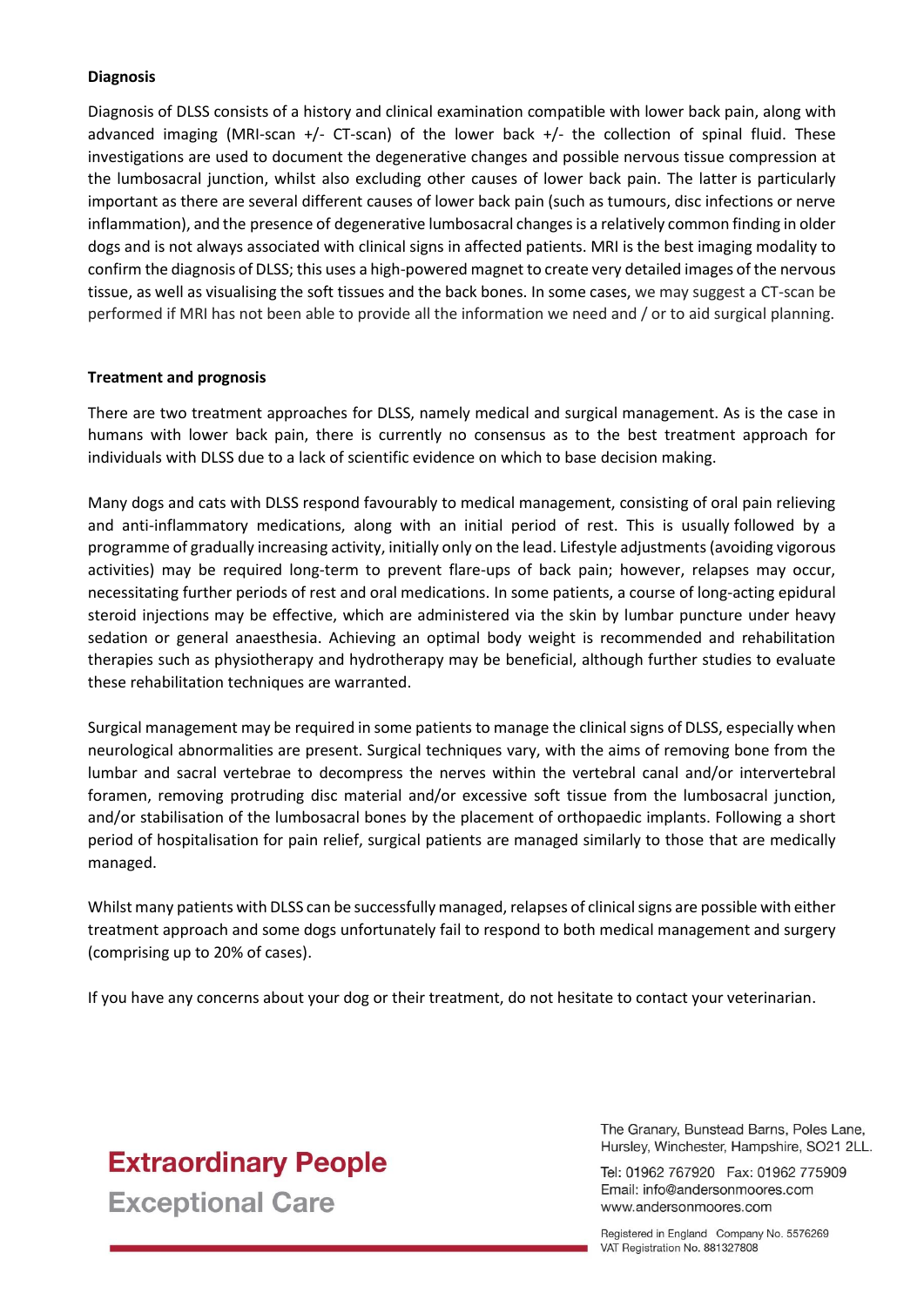**Diagnosis**

Diagnosis of DLSS consists of a history and clinical examination compatible with lower back pain, along with advanced imaging (MRI-scan +/- CT-scan) of the lower back +/- the collection of spinal fluid. These investigations are used to document the degenerative changes and possible nervous tissue compression at the lumbosacral junction, whilst also excluding other causes of lower back pain. The latter is particularly important as there are several different causes of lower back pain (such as tumours, disc infections or nerve inflammation), and the presence of degenerative lumbosacral changes is a relatively common finding in older dogs and is not always associated with clinical signs in affected patients. MRI is the best imaging modality to confirm the diagnosis of DLSS; this uses a high-powered magnet to create very detailed images of the nervous tissue, as well as visualising the soft tissues and the back bones. In some cases, we may suggest a CT-scan be performed if MRI has not been able to provide all the information we need and / or to aid surgical planning.

**Treatment and prognosis**

There are two treatment approaches for DLSS, namely medical and surgical management. As is the case in humans with lower back pain, there is currently no consensus as to the best treatment approach for individuals with DLSS due to a lack of scientific evidence on which to base decision making.

Many dogs and cats with DLSS respond favourably to medical management, consisting of oral pain relieving and anti-inflammatory medications, along with an initial period of rest. This is usually followed by a programme of gradually increasing activity, initially only on the lead. Lifestyle adjustments (avoiding vigorous activities) may be required long-term to prevent flare-ups of back pain; however, relapses may occur, necessitating further periods of rest and oral medications. In some patients, a course of long-acting epidural steroid injections may be effective, which are administered via the skin by lumbar puncture under heavy sedation or general anaesthesia. Achieving an optimal body weight is recommended and rehabilitation therapies such as physiotherapy and hydrotherapy may be beneficial, although further studies to evaluate these rehabilitation techniques are warranted.

Surgical management may be required in some patients to manage the clinical signs of DLSS, especially when neurological abnormalities are present. Surgical techniques vary, with the aims of removing bone from the lumbar and sacral vertebrae to decompress the nerves within the vertebral canal and/or intervertebral foramen, removing protruding disc material and/or excessive soft tissue from the lumbosacral junction, and/or stabilisation of the lumbosacral bones by the placement of orthopaedic implants. Following a short period of hospitalisation for pain relief, surgical patients are managed similarly to those that are medically managed.

Whilst many patients with DLSS can be successfully managed, relapses of clinical signs are possible with either treatment approach and some dogs unfortunately fail to respond to both medical management and surgery (comprising up to 20% of cases).

If you have any concerns about your dog or their treatment, do not hesitate to contact your veterinarian.

**Extraordinary People**
**Exceptional Care**

The Granary, Bunstead Barns, Poles Lane, Hursley, Winchester, Hampshire, SO21 2LL.

Tel: 01962 767920 Fax: 01962 775909
Email: info@andersonmoores.com
www.andersonmoores.com

Registered in England Company No. 5576269
VAT Registration No. 881327808